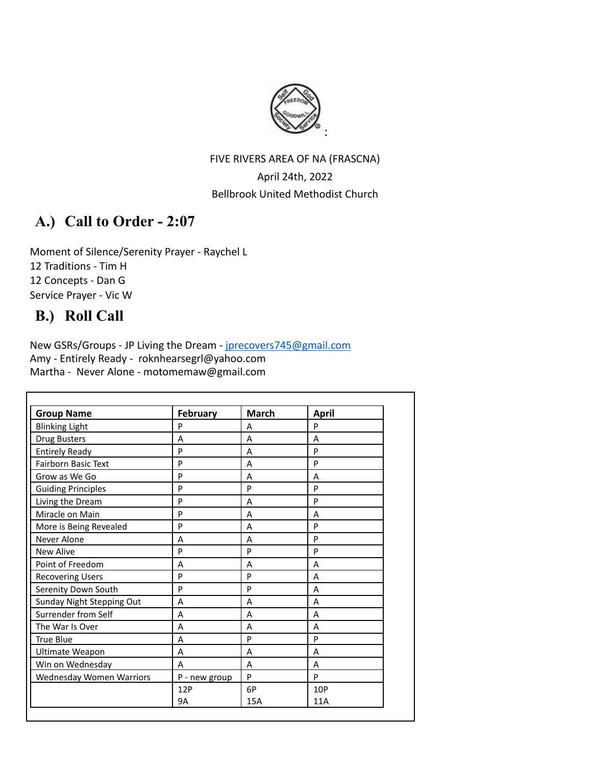FIVE RIVERS AREA OF NA (FRASCNA)

April 24th, 2022

Bellbrook United Methodist Church

## A.) Call to Order - 2:07

Moment of Silence/Serenity Prayer - Raychel L
12 Traditions - Tim H
12 Concepts - Dan G
Service Prayer - Vic W

## B.) Roll Call

New GSRs/Groups - JP Living the Dream - jprecovers745@gmail.com
Amy - Entirely Ready - roknhearsegrl@yahoo.com
Martha - Never Alone - motomemaw@gmail.com

| Group Name | February | March | April |
|---|---|---|---|
| Blinking Light | P | A | P |
| Drug Busters | A | A | A |
| Entirely Ready | P | A | P |
| Fairborn Basic Text | P | A | P |
| Grow as We Go | P | A | A |
| Guiding Principles | P | P | P |
| Living the Dream | P | A | P |
| Miracle on Main | P | A | A |
| More is Being Revealed | P | A | P |
| Never Alone | A | A | P |
| New Alive | P | P | P |
| Point of Freedom | A | A | A |
| Recovering Users | P | P | A |
| Serenity Down South | P | P | A |
| Sunday Night Stepping Out | A | A | A |
| Surrender from Self | A | A | A |
| The War Is Over | A | A | A |
| True Blue | A | P | P |
| Ultimate Weapon | A | A | A |
| Win on Wednesday | A | A | A |
| Wednesday Women Warriors | P - new group | P | P |
| | 12P<br>9A | 6P<br>15A | 10P<br>11A |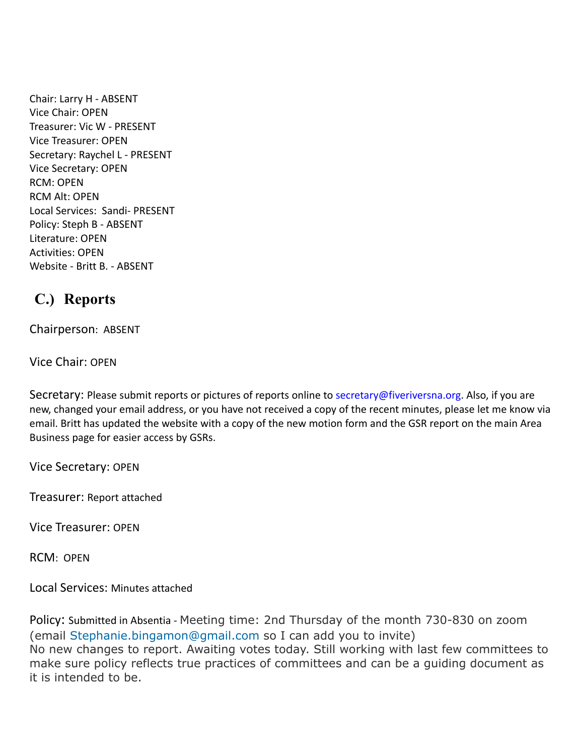Chair: Larry H - ABSENT
Vice Chair: OPEN
Treasurer: Vic W - PRESENT
Vice Treasurer: OPEN
Secretary: Raychel L - PRESENT
Vice Secretary: OPEN
RCM: OPEN
RCM Alt: OPEN
Local Services: Sandi- PRESENT
Policy: Steph B - ABSENT
Literature: OPEN
Activities: OPEN
Website - Britt B. - ABSENT

## C.) Reports

Chairperson: ABSENT

Vice Chair: OPEN

Secretary: Please submit reports or pictures of reports online to secretary@fiveriversna.org. Also, if you are new, changed your email address, or you have not received a copy of the recent minutes, please let me know via email. Britt has updated the website with a copy of the new motion form and the GSR report on the main Area Business page for easier access by GSRs.

Vice Secretary: OPEN

Treasurer: Report attached

Vice Treasurer: OPEN

RCM: OPEN

Local Services: Minutes attached

Policy: Submitted in Absentia - Meeting time: 2nd Thursday of the month 730-830 on zoom (email Stephanie.bingamon@gmail.com so I can add you to invite)
No new changes to report. Awaiting votes today. Still working with last few committees to make sure policy reflects true practices of committees and can be a guiding document as it is intended to be.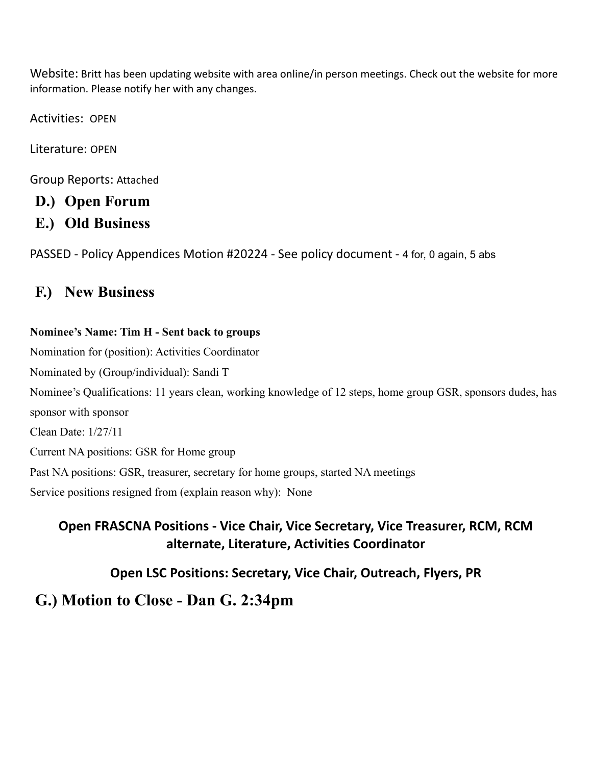Website: Britt has been updating website with area online/in person meetings. Check out the website for more information. Please notify her with any changes.

Activities: OPEN

Literature: OPEN

Group Reports: Attached

## D.) Open Forum

## E.) Old Business

PASSED - Policy Appendices Motion #20224 - See policy document - 4 for, 0 again, 5 abs

## F.) New Business

**Nominee's Name: Tim H - Sent back to groups**

Nomination for (position): Activities Coordinator

Nominated by (Group/individual): Sandi T

Nominee's Qualifications: 11 years clean, working knowledge of 12 steps, home group GSR, sponsors dudes, has sponsor with sponsor

Clean Date: 1/27/11

Current NA positions: GSR for Home group

Past NA positions: GSR, treasurer, secretary for home groups, started NA meetings

Service positions resigned from (explain reason why): None

**Open FRASCNA Positions - Vice Chair, Vice Secretary, Vice Treasurer, RCM, RCM alternate, Literature, Activities Coordinator**

**Open LSC Positions: Secretary, Vice Chair, Outreach, Flyers, PR**

## G.) Motion to Close - Dan G. 2:34pm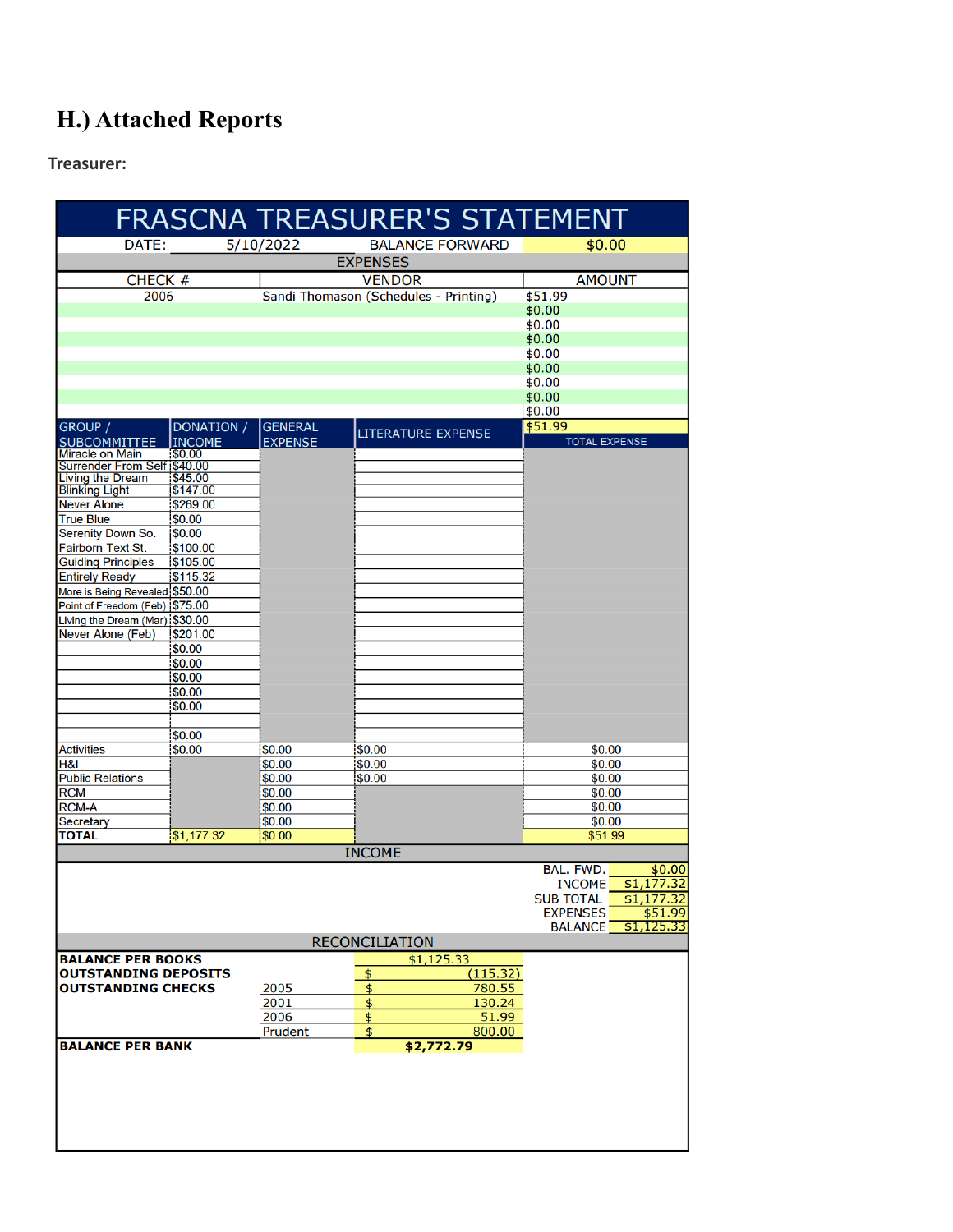## H.) Attached Reports

**Treasurer:**

# FRASCNA TREASURER'S STATEMENT

| DATE: | 5/10/2022 | BALANCE FORWARD | $0.00 |
|---|---|---|---|

**EXPENSES**

| CHECK # | VENDOR | AMOUNT |
|---|---|---|
| 2006 | Sandi Thomason (Schedules - Printing) | $51.99 |
| | | $0.00 |
| | | $0.00 |
| | | $0.00 |
| | | $0.00 |
| | | $0.00 |
| | | $0.00 |
| | | $0.00 |
| | | $0.00 |
| | | $51.99 |

| GROUP / SUBCOMMITTEE | DONATION / INCOME | GENERAL EXPENSE | LITERATURE EXPENSE | TOTAL EXPENSE |
|---|---|---|---|---|
| Miracle on Main | $0.00 | | | |
| Surrender From Self | $40.00 | | | |
| Living the Dream | $45.00 | | | |
| Blinking Light | $147.00 | | | |
| Never Alone | $269.00 | | | |
| True Blue | $0.00 | | | |
| Serenity Down So. | $0.00 | | | |
| Fairborn Text St. | $100.00 | | | |
| Guiding Principles | $105.00 | | | |
| Entirely Ready | $115.32 | | | |
| More is Being Revealed | $50.00 | | | |
| Point of Freedom (Feb) | $75.00 | | | |
| Living the Dream (Mar) | $30.00 | | | |
| Never Alone (Feb) | $201.00 | | | |
| | $0.00 | | | |
| | $0.00 | | | |
| | $0.00 | | | |
| | $0.00 | | | |
| | $0.00 | | | |
| | | | | |
| | $0.00 | | | |
| Activities | $0.00 | $0.00 | $0.00 | $0.00 |
| H&I | | $0.00 | $0.00 | $0.00 |
| Public Relations | | $0.00 | $0.00 | $0.00 |
| RCM | | $0.00 | | $0.00 |
| RCM-A | | $0.00 | | $0.00 |
| Secretary | | $0.00 | | $0.00 |
| **TOTAL** | $1,177.32 | $0.00 | | $51.99 |

**INCOME**

| | |
|---|---|
| BAL. FWD. | $0.00 |
| INCOME | $1,177.32 |
| SUB TOTAL | $1,177.32 |
| EXPENSES | $51.99 |
| BALANCE | $1,125.33 |

**RECONCILIATION**

| | | |
|---|---|---|
| **BALANCE PER BOOKS** | | $1,125.33 |
| **OUTSTANDING DEPOSITS** | | $ (115.32) |
| **OUTSTANDING CHECKS** | 2005 | $ 780.55 |
| | 2001 | $ 130.24 |
| | 2006 | $ 51.99 |
| | Prudent | $ 800.00 |
| **BALANCE PER BANK** | | **$2,772.79** |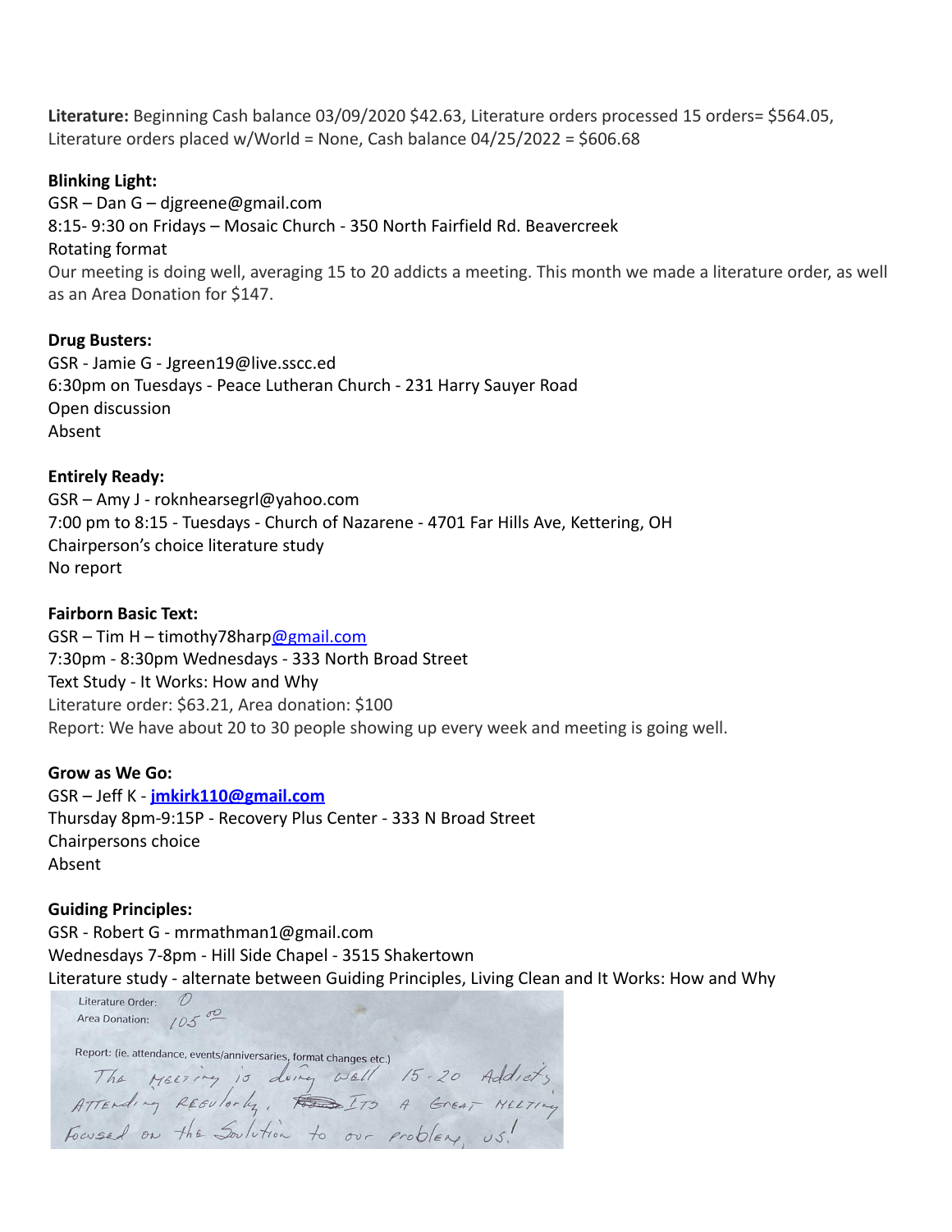**Literature:** Beginning Cash balance 03/09/2020 $42.63, Literature orders processed 15 orders= $564.05, Literature orders placed w/World = None, Cash balance 04/25/2022 = $606.68

**Blinking Light:**
GSR – Dan G – djgreene@gmail.com
8:15- 9:30 on Fridays – Mosaic Church - 350 North Fairfield Rd. Beavercreek
Rotating format
Our meeting is doing well, averaging 15 to 20 addicts a meeting. This month we made a literature order, as well as an Area Donation for $147.

**Drug Busters:**
GSR - Jamie G - Jgreen19@live.sscc.ed
6:30pm on Tuesdays - Peace Lutheran Church - 231 Harry Sauyer Road
Open discussion
Absent

**Entirely Ready:**
GSR – Amy J - roknhearsegrl@yahoo.com
7:00 pm to 8:15 - Tuesdays - Church of Nazarene - 4701 Far Hills Ave, Kettering, OH
Chairperson's choice literature study
No report

**Fairborn Basic Text:**
GSR – Tim H – timothy78harp@gmail.com
7:30pm - 8:30pm Wednesdays - 333 North Broad Street
Text Study - It Works: How and Why
Literature order: $63.21, Area donation: $100
Report: We have about 20 to 30 people showing up every week and meeting is going well.

**Grow as We Go:**
GSR – Jeff K - **jmkirk110@gmail.com**
Thursday 8pm-9:15P - Recovery Plus Center - 333 N Broad Street
Chairpersons choice
Absent

**Guiding Principles:**
GSR - Robert G - mrmathman1@gmail.com
Wednesdays 7-8pm - Hill Side Chapel - 3515 Shakertown
Literature study - alternate between Guiding Principles, Living Clean and It Works: How and Why

Literature Order: 0
Area Donation: 105.00

Report: (ie. attendance, events/anniversaries, format changes etc.)
The meeting is doing well 15-20 Addicts attending regularly. Its a great meeting focused on the Solution to our problem, us!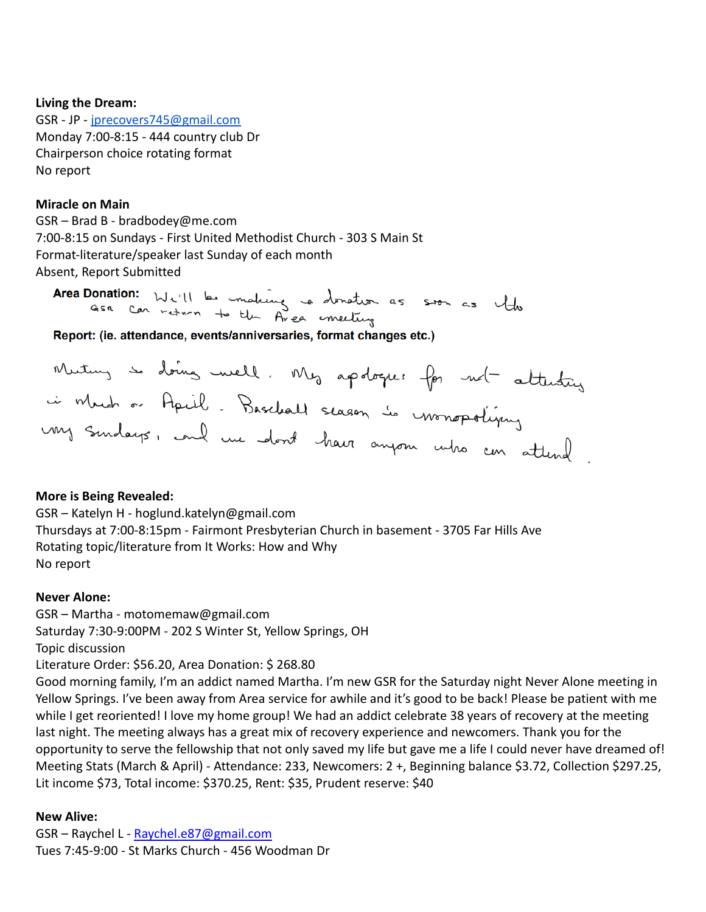**Living the Dream:**
GSR - JP - jprecovers745@gmail.com
Monday 7:00-8:15 - 444 country club Dr
Chairperson choice rotating format
No report

**Miracle on Main**
GSR – Brad B - bradbodey@me.com
7:00-8:15 on Sundays - First United Methodist Church - 303 S Main St
Format-literature/speaker last Sunday of each month
Absent, Report Submitted

**Area Donation:** We'll be making a donation as soon as the GSR can return to the Area meeting

**Report: (ie. attendance, events/anniversaries, format changes etc.)**

Meeting is doing well. My apologies for not attending in March or April. Baseball season is monopolizing my Sundays, and we dont have anyone who can attend.

**More is Being Revealed:**
GSR – Katelyn H - hoglund.katelyn@gmail.com
Thursdays at 7:00-8:15pm - Fairmont Presbyterian Church in basement - 3705 Far Hills Ave
Rotating topic/literature from It Works: How and Why
No report

**Never Alone:**
GSR – Martha - motomemaw@gmail.com
Saturday 7:30-9:00PM - 202 S Winter St, Yellow Springs, OH
Topic discussion
Literature Order: $56.20, Area Donation: $ 268.80
Good morning family, I'm an addict named Martha. I'm new GSR for the Saturday night Never Alone meeting in Yellow Springs. I've been away from Area service for awhile and it's good to be back! Please be patient with me while I get reoriented! I love my home group! We had an addict celebrate 38 years of recovery at the meeting last night. The meeting always has a great mix of recovery experience and newcomers. Thank you for the opportunity to serve the fellowship that not only saved my life but gave me a life I could never have dreamed of!
Meeting Stats (March & April) - Attendance: 233, Newcomers: 2 +, Beginning balance $3.72, Collection $297.25, Lit income $73, Total income: $370.25, Rent: $35, Prudent reserve: $40

**New Alive:**
GSR – Raychel L - Raychel.e87@gmail.com
Tues 7:45-9:00 - St Marks Church - 456 Woodman Dr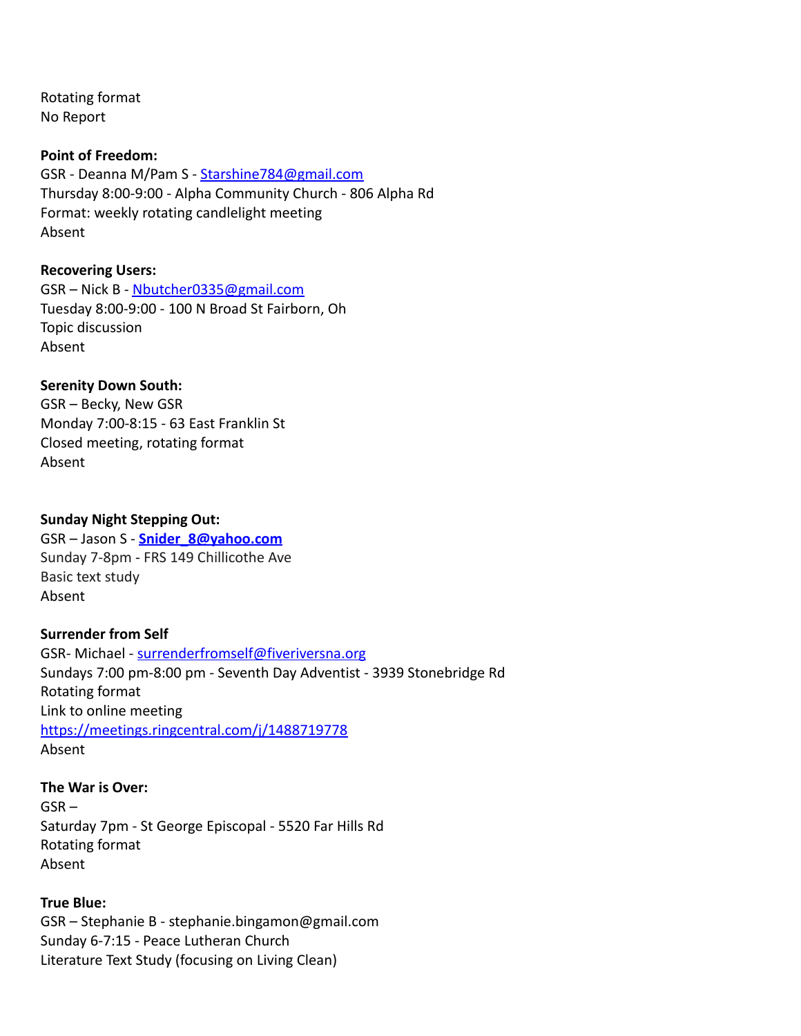Rotating format
No Report

**Point of Freedom:**
GSR - Deanna M/Pam S - Starshine784@gmail.com
Thursday 8:00-9:00 - Alpha Community Church - 806 Alpha Rd
Format: weekly rotating candlelight meeting
Absent

**Recovering Users:**
GSR – Nick B - Nbutcher0335@gmail.com
Tuesday 8:00-9:00 - 100 N Broad St Fairborn, Oh
Topic discussion
Absent

**Serenity Down South:**
GSR – Becky, New GSR
Monday 7:00-8:15 - 63 East Franklin St
Closed meeting, rotating format
Absent

**Sunday Night Stepping Out:**
GSR – Jason S - **Snider_8@yahoo.com**
Sunday 7-8pm - FRS 149 Chillicothe Ave
Basic text study
Absent

**Surrender from Self**
GSR- Michael - surrenderfromself@fiveriversna.org
Sundays 7:00 pm-8:00 pm - Seventh Day Adventist - 3939 Stonebridge Rd
Rotating format
Link to online meeting
https://meetings.ringcentral.com/j/1488719778
Absent

**The War is Over:**
GSR –
Saturday 7pm - St George Episcopal - 5520 Far Hills Rd
Rotating format
Absent

**True Blue:**
GSR – Stephanie B - stephanie.bingamon@gmail.com
Sunday 6-7:15 - Peace Lutheran Church
Literature Text Study (focusing on Living Clean)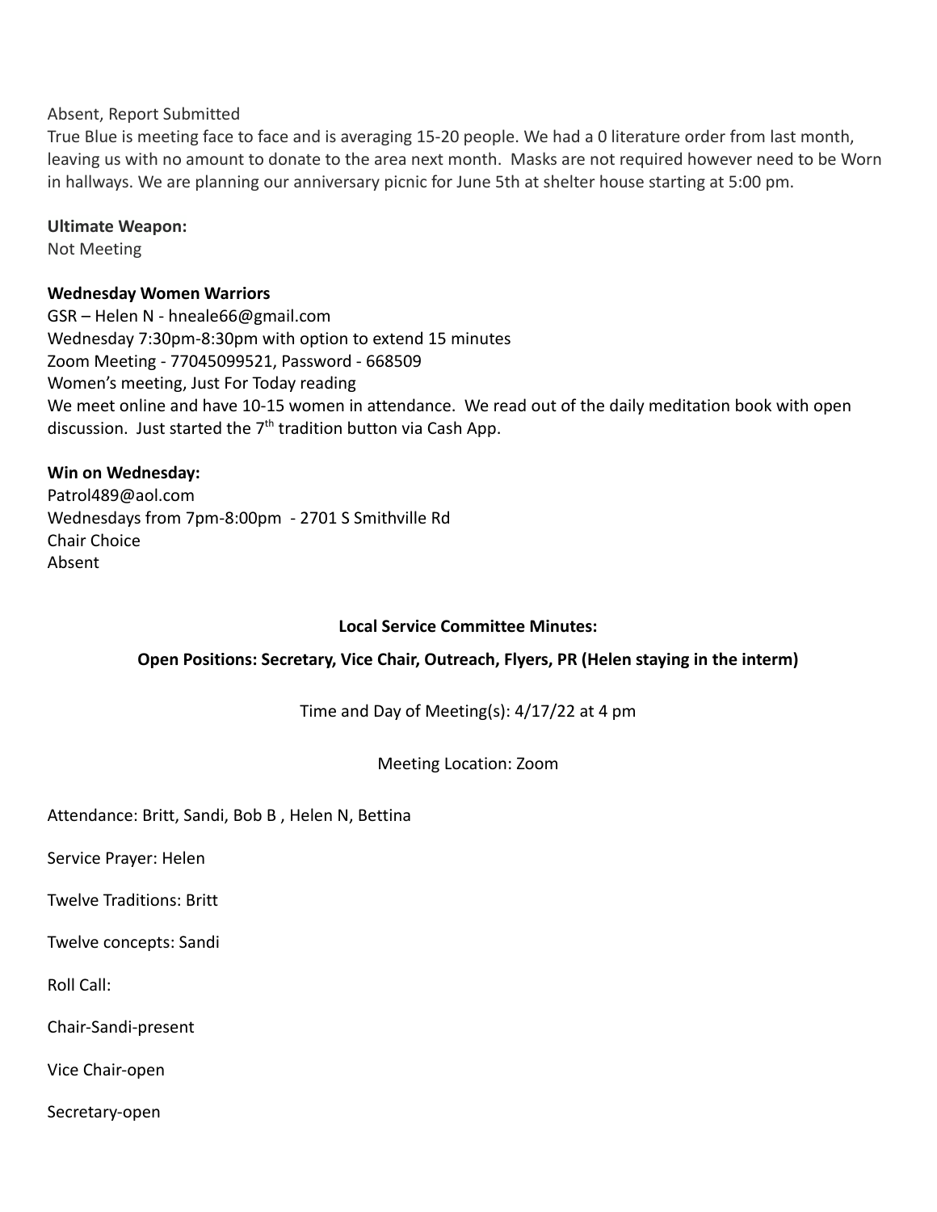Absent, Report Submitted

True Blue is meeting face to face and is averaging 15-20 people. We had a 0 literature order from last month, leaving us with no amount to donate to the area next month. Masks are not required however need to be Worn in hallways. We are planning our anniversary picnic for June 5th at shelter house starting at 5:00 pm.

**Ultimate Weapon:**

Not Meeting

**Wednesday Women Warriors**

GSR – Helen N - hneale66@gmail.com

Wednesday 7:30pm-8:30pm with option to extend 15 minutes

Zoom Meeting - 77045099521, Password - 668509

Women's meeting, Just For Today reading

We meet online and have 10-15 women in attendance. We read out of the daily meditation book with open discussion. Just started the 7th tradition button via Cash App.

**Win on Wednesday:**

Patrol489@aol.com

Wednesdays from 7pm-8:00pm - 2701 S Smithville Rd

Chair Choice

Absent

**Local Service Committee Minutes:**

**Open Positions: Secretary, Vice Chair, Outreach, Flyers, PR (Helen staying in the interm)**

Time and Day of Meeting(s): 4/17/22 at 4 pm

Meeting Location: Zoom

Attendance: Britt, Sandi, Bob B , Helen N, Bettina

Service Prayer: Helen

Twelve Traditions: Britt

Twelve concepts: Sandi

Roll Call:

Chair-Sandi-present

Vice Chair-open

Secretary-open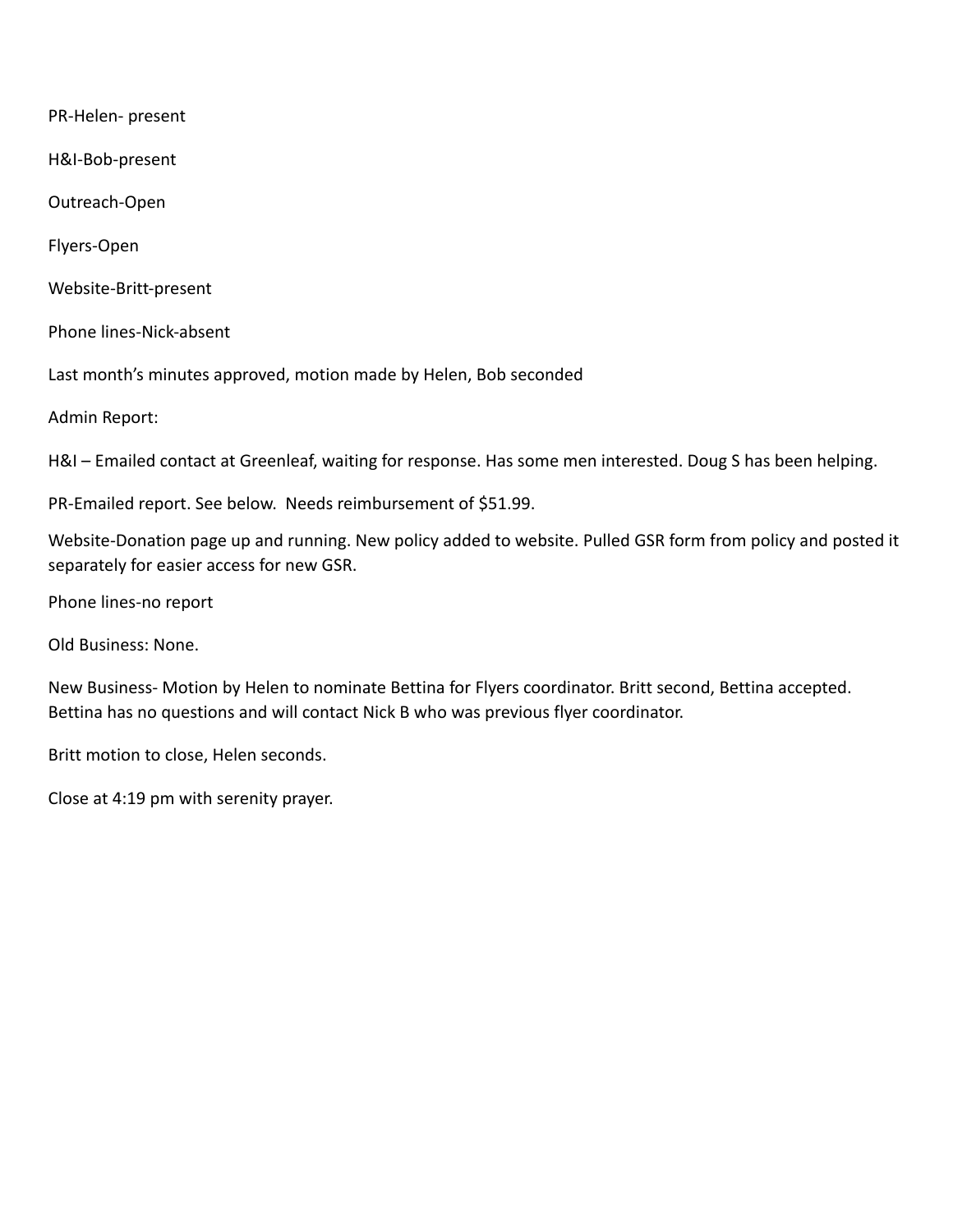PR-Helen- present

H&I-Bob-present

Outreach-Open

Flyers-Open

Website-Britt-present

Phone lines-Nick-absent

Last month's minutes approved, motion made by Helen, Bob seconded

Admin Report:

H&I – Emailed contact at Greenleaf, waiting for response. Has some men interested. Doug S has been helping.

PR-Emailed report. See below. Needs reimbursement of $51.99.

Website-Donation page up and running. New policy added to website. Pulled GSR form from policy and posted it separately for easier access for new GSR.

Phone lines-no report

Old Business: None.

New Business- Motion by Helen to nominate Bettina for Flyers coordinator. Britt second, Bettina accepted. Bettina has no questions and will contact Nick B who was previous flyer coordinator.

Britt motion to close, Helen seconds.

Close at 4:19 pm with serenity prayer.